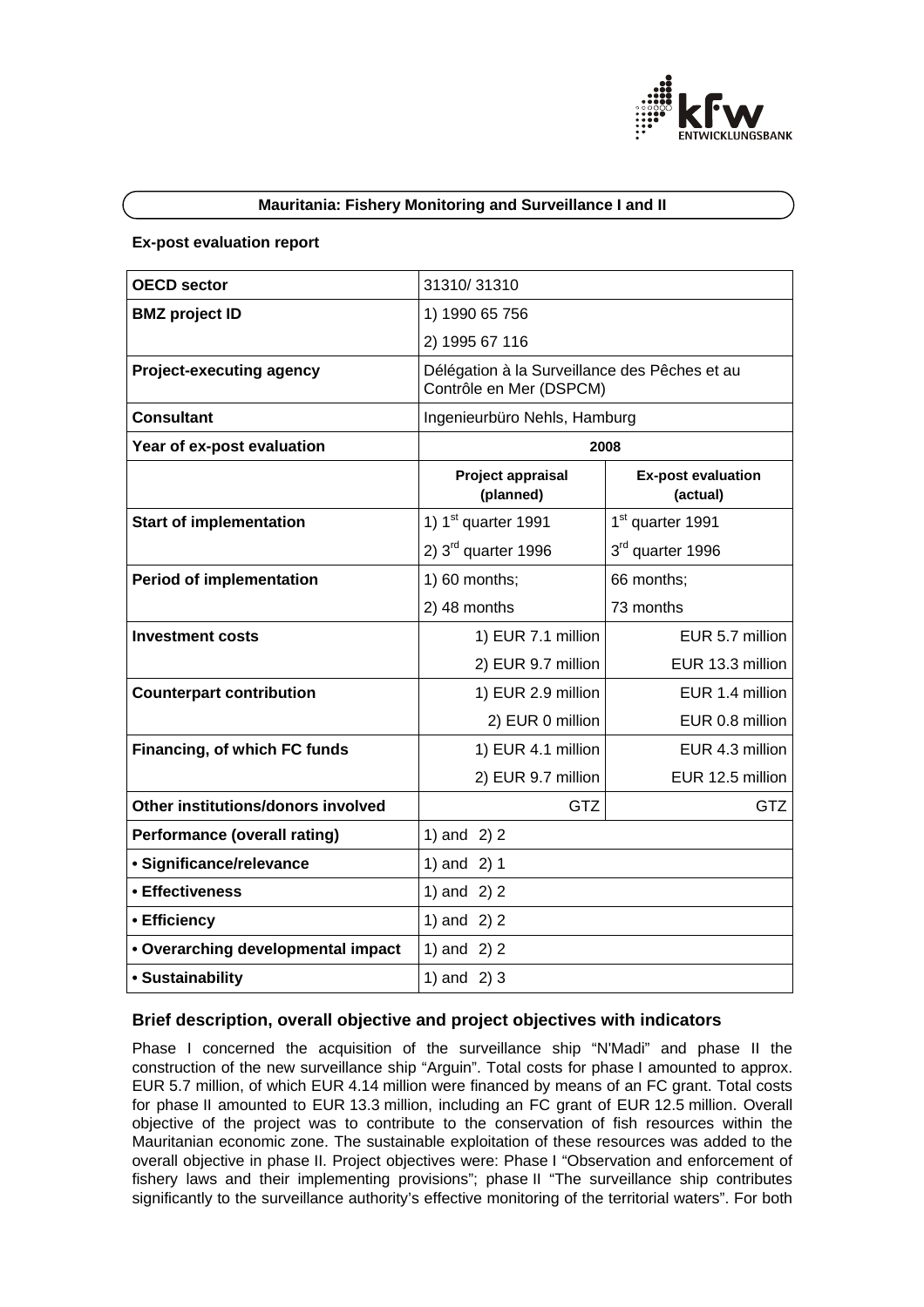**Mauritania: Fishery Monitoring and Surveillance I and II**

**Ex-post evaluation report**

| **OECD sector** | 31310/ 31310 | |
|---|---|---|
| **BMZ project ID** | 1) 1990 65 756 | |
| | 2) 1995 67 116 | |
| **Project-executing agency** | Délégation à la Surveillance des Pêches et au Contrôle en Mer (DSPCM) | |
| **Consultant** | Ingenieurbüro Nehls, Hamburg | |
| **Year of ex-post evaluation** | **2008** | |
| | **Project appraisal (planned)** | **Ex-post evaluation (actual)** |
| **Start of implementation** | 1) 1st quarter 1991 | 1st quarter 1991 |
| | 2) 3rd quarter 1996 | 3rd quarter 1996 |
| **Period of implementation** | 1) 60 months; | 66 months; |
| | 2) 48 months | 73 months |
| **Investment costs** | 1) EUR 7.1 million | EUR 5.7 million |
| | 2) EUR 9.7 million | EUR 13.3 million |
| **Counterpart contribution** | 1) EUR 2.9 million | EUR 1.4 million |
| | 2) EUR 0 million | EUR 0.8 million |
| **Financing, of which FC funds** | 1) EUR 4.1 million | EUR 4.3 million |
| | 2) EUR 9.7 million | EUR 12.5 million |
| **Other institutions/donors involved** | GTZ | GTZ |
| **Performance (overall rating)** | 1) and 2) 2 | |
| **• Significance/relevance** | 1) and 2) 1 | |
| **• Effectiveness** | 1) and 2) 2 | |
| **• Efficiency** | 1) and 2) 2 | |
| **• Overarching developmental impact** | 1) and 2) 2 | |
| **• Sustainability** | 1) and 2) 3 | |

## Brief description, overall objective and project objectives with indicators

Phase I concerned the acquisition of the surveillance ship "N'Madi" and phase II the construction of the new surveillance ship "Arguin". Total costs for phase I amounted to approx. EUR 5.7 million, of which EUR 4.14 million were financed by means of an FC grant. Total costs for phase II amounted to EUR 13.3 million, including an FC grant of EUR 12.5 million. Overall objective of the project was to contribute to the conservation of fish resources within the Mauritanian economic zone. The sustainable exploitation of these resources was added to the overall objective in phase II. Project objectives were: Phase I "Observation and enforcement of fishery laws and their implementing provisions"; phase II "The surveillance ship contributes significantly to the surveillance authority's effective monitoring of the territorial waters". For both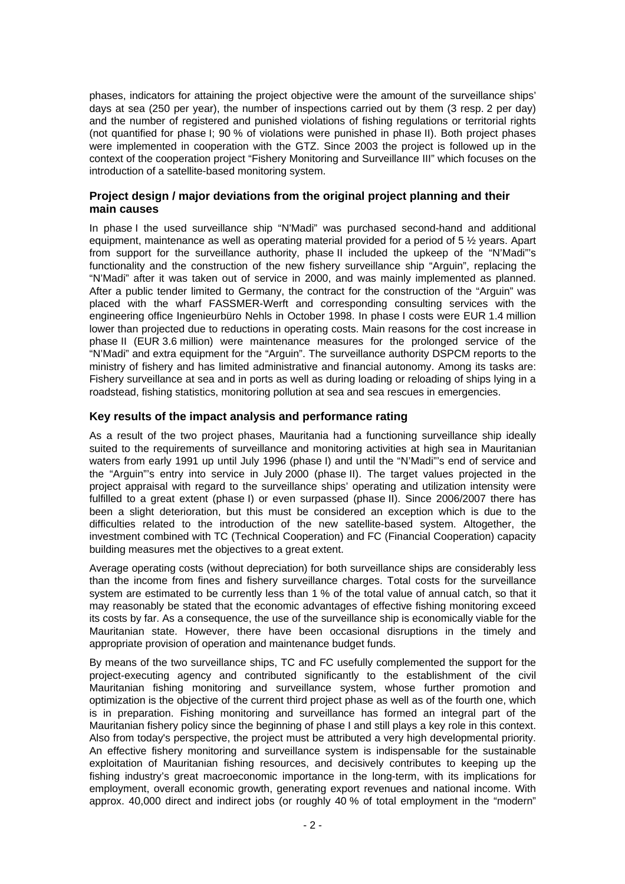phases, indicators for attaining the project objective were the amount of the surveillance ships' days at sea (250 per year), the number of inspections carried out by them (3 resp. 2 per day) and the number of registered and punished violations of fishing regulations or territorial rights (not quantified for phase I; 90 % of violations were punished in phase II). Both project phases were implemented in cooperation with the GTZ. Since 2003 the project is followed up in the context of the cooperation project "Fishery Monitoring and Surveillance III" which focuses on the introduction of a satellite-based monitoring system.

### Project design / major deviations from the original project planning and their main causes

In phase I the used surveillance ship "N'Madi" was purchased second-hand and additional equipment, maintenance as well as operating material provided for a period of 5 ½ years. Apart from support for the surveillance authority, phase II included the upkeep of the "N'Madi"'s functionality and the construction of the new fishery surveillance ship "Arguin", replacing the "N'Madi" after it was taken out of service in 2000, and was mainly implemented as planned. After a public tender limited to Germany, the contract for the construction of the "Arguin" was placed with the wharf FASSMER-Werft and corresponding consulting services with the engineering office Ingenieurbüro Nehls in October 1998. In phase I costs were EUR 1.4 million lower than projected due to reductions in operating costs. Main reasons for the cost increase in phase II (EUR 3.6 million) were maintenance measures for the prolonged service of the "N'Madi" and extra equipment for the "Arguin". The surveillance authority DSPCM reports to the ministry of fishery and has limited administrative and financial autonomy. Among its tasks are: Fishery surveillance at sea and in ports as well as during loading or reloading of ships lying in a roadstead, fishing statistics, monitoring pollution at sea and sea rescues in emergencies.

### Key results of the impact analysis and performance rating

As a result of the two project phases, Mauritania had a functioning surveillance ship ideally suited to the requirements of surveillance and monitoring activities at high sea in Mauritanian waters from early 1991 up until July 1996 (phase I) and until the "N'Madi"'s end of service and the "Arguin"'s entry into service in July 2000 (phase II). The target values projected in the project appraisal with regard to the surveillance ships' operating and utilization intensity were fulfilled to a great extent (phase I) or even surpassed (phase II). Since 2006/2007 there has been a slight deterioration, but this must be considered an exception which is due to the difficulties related to the introduction of the new satellite-based system. Altogether, the investment combined with TC (Technical Cooperation) and FC (Financial Cooperation) capacity building measures met the objectives to a great extent.

Average operating costs (without depreciation) for both surveillance ships are considerably less than the income from fines and fishery surveillance charges. Total costs for the surveillance system are estimated to be currently less than 1 % of the total value of annual catch, so that it may reasonably be stated that the economic advantages of effective fishing monitoring exceed its costs by far. As a consequence, the use of the surveillance ship is economically viable for the Mauritanian state. However, there have been occasional disruptions in the timely and appropriate provision of operation and maintenance budget funds.

By means of the two surveillance ships, TC and FC usefully complemented the support for the project-executing agency and contributed significantly to the establishment of the civil Mauritanian fishing monitoring and surveillance system, whose further promotion and optimization is the objective of the current third project phase as well as of the fourth one, which is in preparation. Fishing monitoring and surveillance has formed an integral part of the Mauritanian fishery policy since the beginning of phase I and still plays a key role in this context. Also from today's perspective, the project must be attributed a very high developmental priority. An effective fishery monitoring and surveillance system is indispensable for the sustainable exploitation of Mauritanian fishing resources, and decisively contributes to keeping up the fishing industry's great macroeconomic importance in the long-term, with its implications for employment, overall economic growth, generating export revenues and national income. With approx. 40,000 direct and indirect jobs (or roughly 40 % of total employment in the "modern"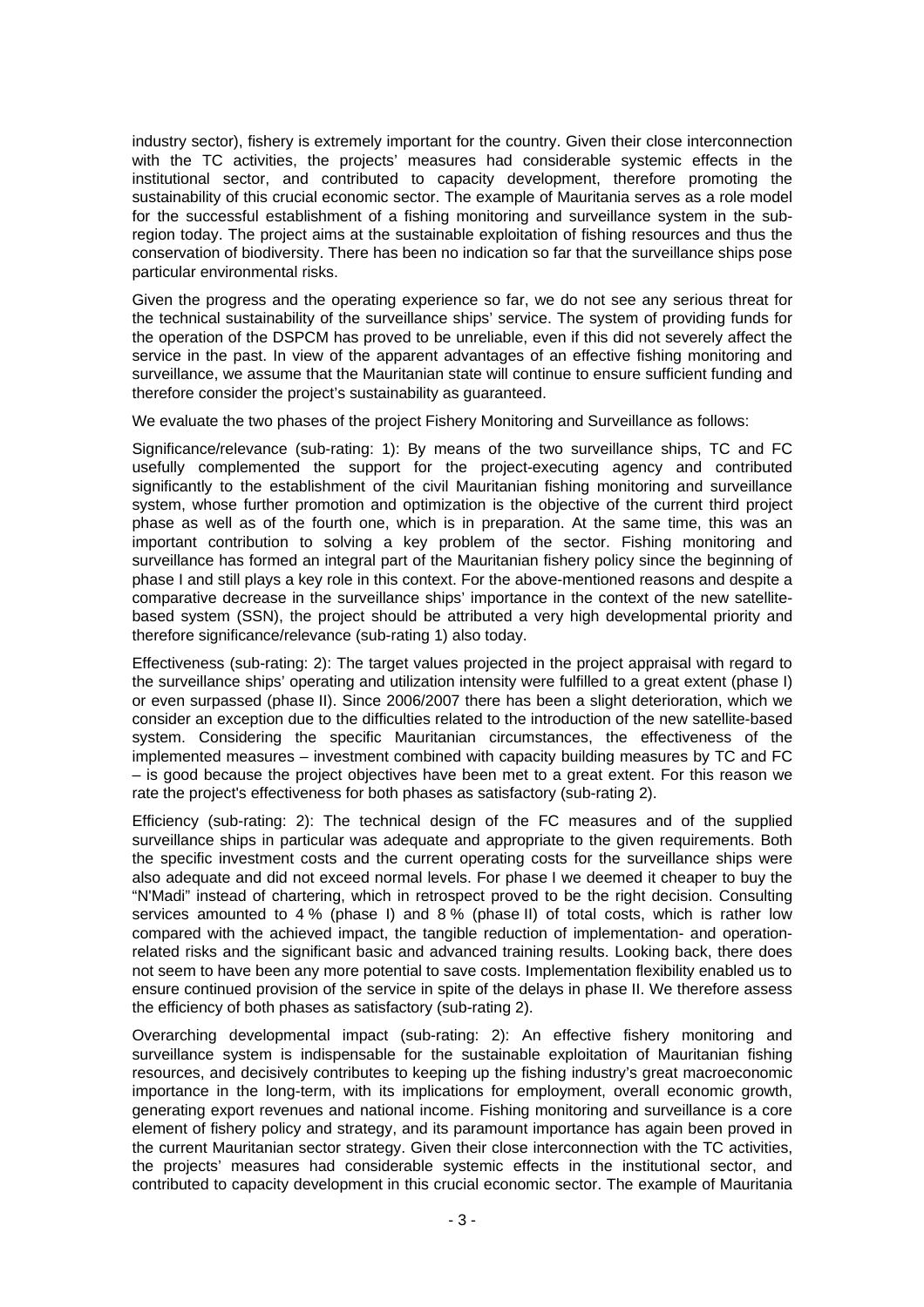industry sector), fishery is extremely important for the country. Given their close interconnection with the TC activities, the projects' measures had considerable systemic effects in the institutional sector, and contributed to capacity development, therefore promoting the sustainability of this crucial economic sector. The example of Mauritania serves as a role model for the successful establishment of a fishing monitoring and surveillance system in the sub-region today. The project aims at the sustainable exploitation of fishing resources and thus the conservation of biodiversity. There has been no indication so far that the surveillance ships pose particular environmental risks.

Given the progress and the operating experience so far, we do not see any serious threat for the technical sustainability of the surveillance ships' service. The system of providing funds for the operation of the DSPCM has proved to be unreliable, even if this did not severely affect the service in the past. In view of the apparent advantages of an effective fishing monitoring and surveillance, we assume that the Mauritanian state will continue to ensure sufficient funding and therefore consider the project's sustainability as guaranteed.

We evaluate the two phases of the project Fishery Monitoring and Surveillance as follows:

Significance/relevance (sub-rating: 1): By means of the two surveillance ships, TC and FC usefully complemented the support for the project-executing agency and contributed significantly to the establishment of the civil Mauritanian fishing monitoring and surveillance system, whose further promotion and optimization is the objective of the current third project phase as well as of the fourth one, which is in preparation. At the same time, this was an important contribution to solving a key problem of the sector. Fishing monitoring and surveillance has formed an integral part of the Mauritanian fishery policy since the beginning of phase I and still plays a key role in this context. For the above-mentioned reasons and despite a comparative decrease in the surveillance ships' importance in the context of the new satellite-based system (SSN), the project should be attributed a very high developmental priority and therefore significance/relevance (sub-rating 1) also today.

Effectiveness (sub-rating: 2): The target values projected in the project appraisal with regard to the surveillance ships' operating and utilization intensity were fulfilled to a great extent (phase I) or even surpassed (phase II). Since 2006/2007 there has been a slight deterioration, which we consider an exception due to the difficulties related to the introduction of the new satellite-based system. Considering the specific Mauritanian circumstances, the effectiveness of the implemented measures – investment combined with capacity building measures by TC and FC – is good because the project objectives have been met to a great extent. For this reason we rate the project's effectiveness for both phases as satisfactory (sub-rating 2).

Efficiency (sub-rating: 2): The technical design of the FC measures and of the supplied surveillance ships in particular was adequate and appropriate to the given requirements. Both the specific investment costs and the current operating costs for the surveillance ships were also adequate and did not exceed normal levels. For phase I we deemed it cheaper to buy the "N'Madi" instead of chartering, which in retrospect proved to be the right decision. Consulting services amounted to 4 % (phase I) and 8 % (phase II) of total costs, which is rather low compared with the achieved impact, the tangible reduction of implementation- and operation-related risks and the significant basic and advanced training results. Looking back, there does not seem to have been any more potential to save costs. Implementation flexibility enabled us to ensure continued provision of the service in spite of the delays in phase II. We therefore assess the efficiency of both phases as satisfactory (sub-rating 2).

Overarching developmental impact (sub-rating: 2): An effective fishery monitoring and surveillance system is indispensable for the sustainable exploitation of Mauritanian fishing resources, and decisively contributes to keeping up the fishing industry's great macroeconomic importance in the long-term, with its implications for employment, overall economic growth, generating export revenues and national income. Fishing monitoring and surveillance is a core element of fishery policy and strategy, and its paramount importance has again been proved in the current Mauritanian sector strategy. Given their close interconnection with the TC activities, the projects' measures had considerable systemic effects in the institutional sector, and contributed to capacity development in this crucial economic sector. The example of Mauritania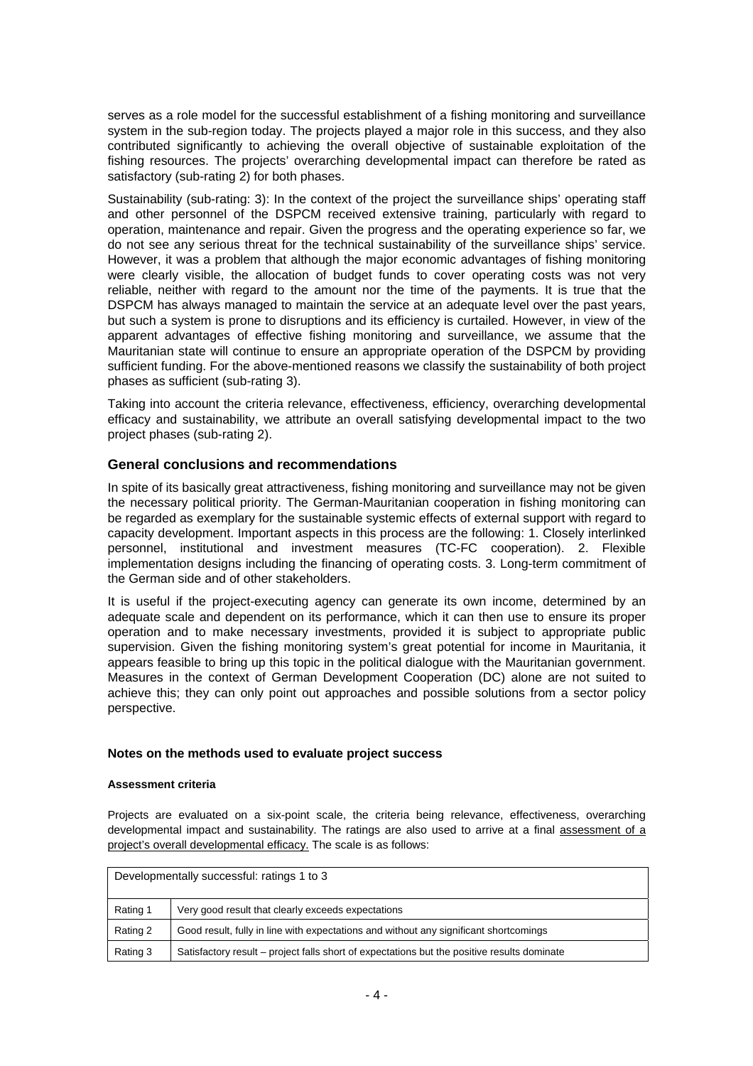serves as a role model for the successful establishment of a fishing monitoring and surveillance system in the sub-region today. The projects played a major role in this success, and they also contributed significantly to achieving the overall objective of sustainable exploitation of the fishing resources. The projects' overarching developmental impact can therefore be rated as satisfactory (sub-rating 2) for both phases.

Sustainability (sub-rating: 3): In the context of the project the surveillance ships' operating staff and other personnel of the DSPCM received extensive training, particularly with regard to operation, maintenance and repair. Given the progress and the operating experience so far, we do not see any serious threat for the technical sustainability of the surveillance ships' service. However, it was a problem that although the major economic advantages of fishing monitoring were clearly visible, the allocation of budget funds to cover operating costs was not very reliable, neither with regard to the amount nor the time of the payments. It is true that the DSPCM has always managed to maintain the service at an adequate level over the past years, but such a system is prone to disruptions and its efficiency is curtailed. However, in view of the apparent advantages of effective fishing monitoring and surveillance, we assume that the Mauritanian state will continue to ensure an appropriate operation of the DSPCM by providing sufficient funding. For the above-mentioned reasons we classify the sustainability of both project phases as sufficient (sub-rating 3).

Taking into account the criteria relevance, effectiveness, efficiency, overarching developmental efficacy and sustainability, we attribute an overall satisfying developmental impact to the two project phases (sub-rating 2).

## General conclusions and recommendations

In spite of its basically great attractiveness, fishing monitoring and surveillance may not be given the necessary political priority. The German-Mauritanian cooperation in fishing monitoring can be regarded as exemplary for the sustainable systemic effects of external support with regard to capacity development. Important aspects in this process are the following: 1. Closely interlinked personnel, institutional and investment measures (TC-FC cooperation). 2. Flexible implementation designs including the financing of operating costs. 3. Long-term commitment of the German side and of other stakeholders.

It is useful if the project-executing agency can generate its own income, determined by an adequate scale and dependent on its performance, which it can then use to ensure its proper operation and to make necessary investments, provided it is subject to appropriate public supervision. Given the fishing monitoring system's great potential for income in Mauritania, it appears feasible to bring up this topic in the political dialogue with the Mauritanian government. Measures in the context of German Development Cooperation (DC) alone are not suited to achieve this; they can only point out approaches and possible solutions from a sector policy perspective.

### Notes on the methods used to evaluate project success

#### Assessment criteria

Projects are evaluated on a six-point scale, the criteria being relevance, effectiveness, overarching developmental impact and sustainability. The ratings are also used to arrive at a final assessment of a project's overall developmental efficacy. The scale is as follows:

| Developmentally successful: ratings 1 to 3 | |
|---|---|
| Rating 1 | Very good result that clearly exceeds expectations |
| Rating 2 | Good result, fully in line with expectations and without any significant shortcomings |
| Rating 3 | Satisfactory result – project falls short of expectations but the positive results dominate |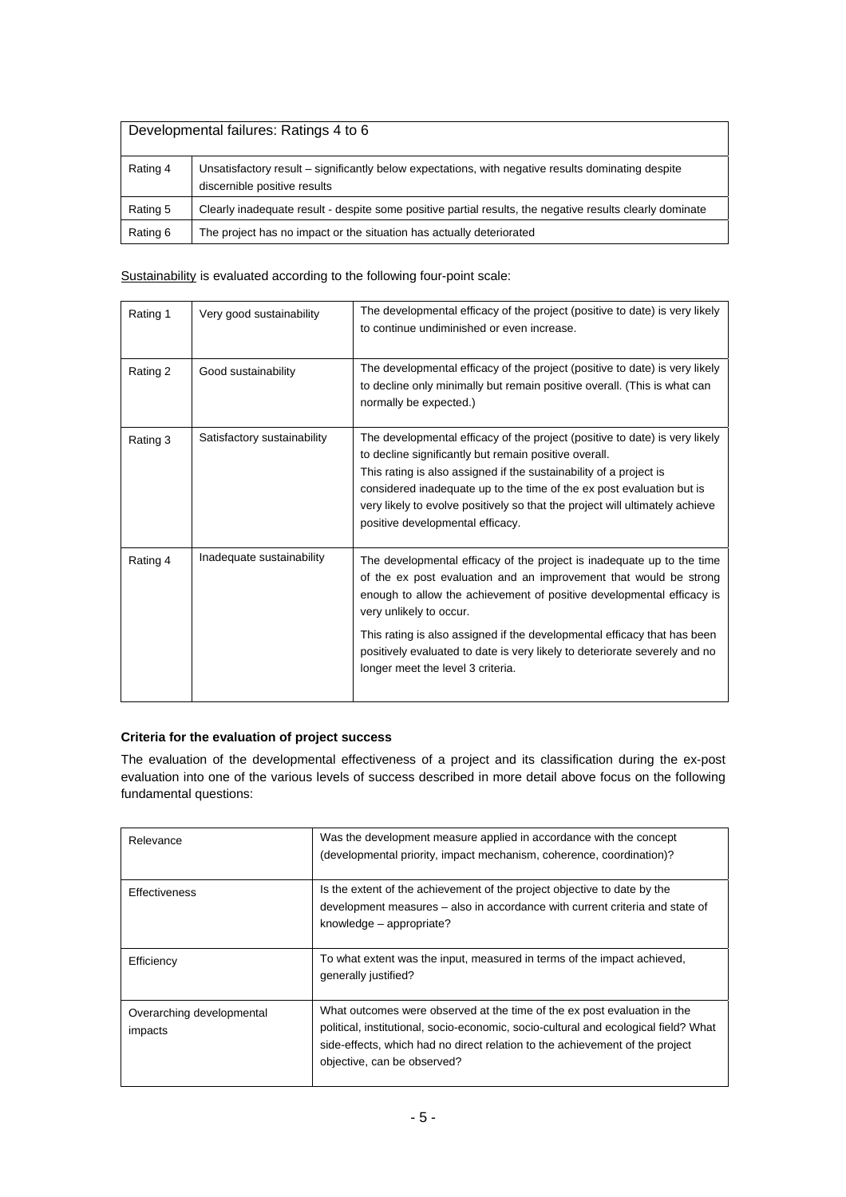| Developmental failures: Ratings 4 to 6 | |
|---|---|
| Rating 4 | Unsatisfactory result – significantly below expectations, with negative results dominating despite discernible positive results |
| Rating 5 | Clearly inadequate result - despite some positive partial results, the negative results clearly dominate |
| Rating 6 | The project has no impact or the situation has actually deteriorated |

Sustainability is evaluated according to the following four-point scale:

| | | |
|---|---|---|
| Rating 1 | Very good sustainability | The developmental efficacy of the project (positive to date) is very likely to continue undiminished or even increase. |
| Rating 2 | Good sustainability | The developmental efficacy of the project (positive to date) is very likely to decline only minimally but remain positive overall. (This is what can normally be expected.) |
| Rating 3 | Satisfactory sustainability | The developmental efficacy of the project (positive to date) is very likely to decline significantly but remain positive overall. This rating is also assigned if the sustainability of a project is considered inadequate up to the time of the ex post evaluation but is very likely to evolve positively so that the project will ultimately achieve positive developmental efficacy. |
| Rating 4 | Inadequate sustainability | The developmental efficacy of the project is inadequate up to the time of the ex post evaluation and an improvement that would be strong enough to allow the achievement of positive developmental efficacy is very unlikely to occur. This rating is also assigned if the developmental efficacy that has been positively evaluated to date is very likely to deteriorate severely and no longer meet the level 3 criteria. |

**Criteria for the evaluation of project success**

The evaluation of the developmental effectiveness of a project and its classification during the ex-post evaluation into one of the various levels of success described in more detail above focus on the following fundamental questions:

| | |
|---|---|
| Relevance | Was the development measure applied in accordance with the concept (developmental priority, impact mechanism, coherence, coordination)? |
| Effectiveness | Is the extent of the achievement of the project objective to date by the development measures – also in accordance with current criteria and state of knowledge – appropriate? |
| Efficiency | To what extent was the input, measured in terms of the impact achieved, generally justified? |
| Overarching developmental impacts | What outcomes were observed at the time of the ex post evaluation in the political, institutional, socio-economic, socio-cultural and ecological field? What side-effects, which had no direct relation to the achievement of the project objective, can be observed? |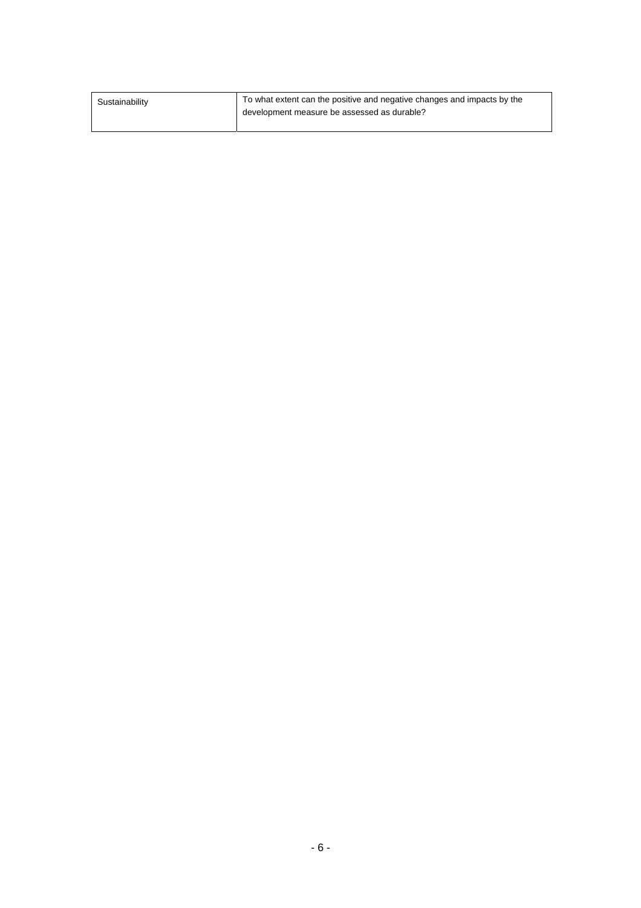| | |
|---|---|
| Sustainability | To what extent can the positive and negative changes and impacts by the development measure be assessed as durable? |